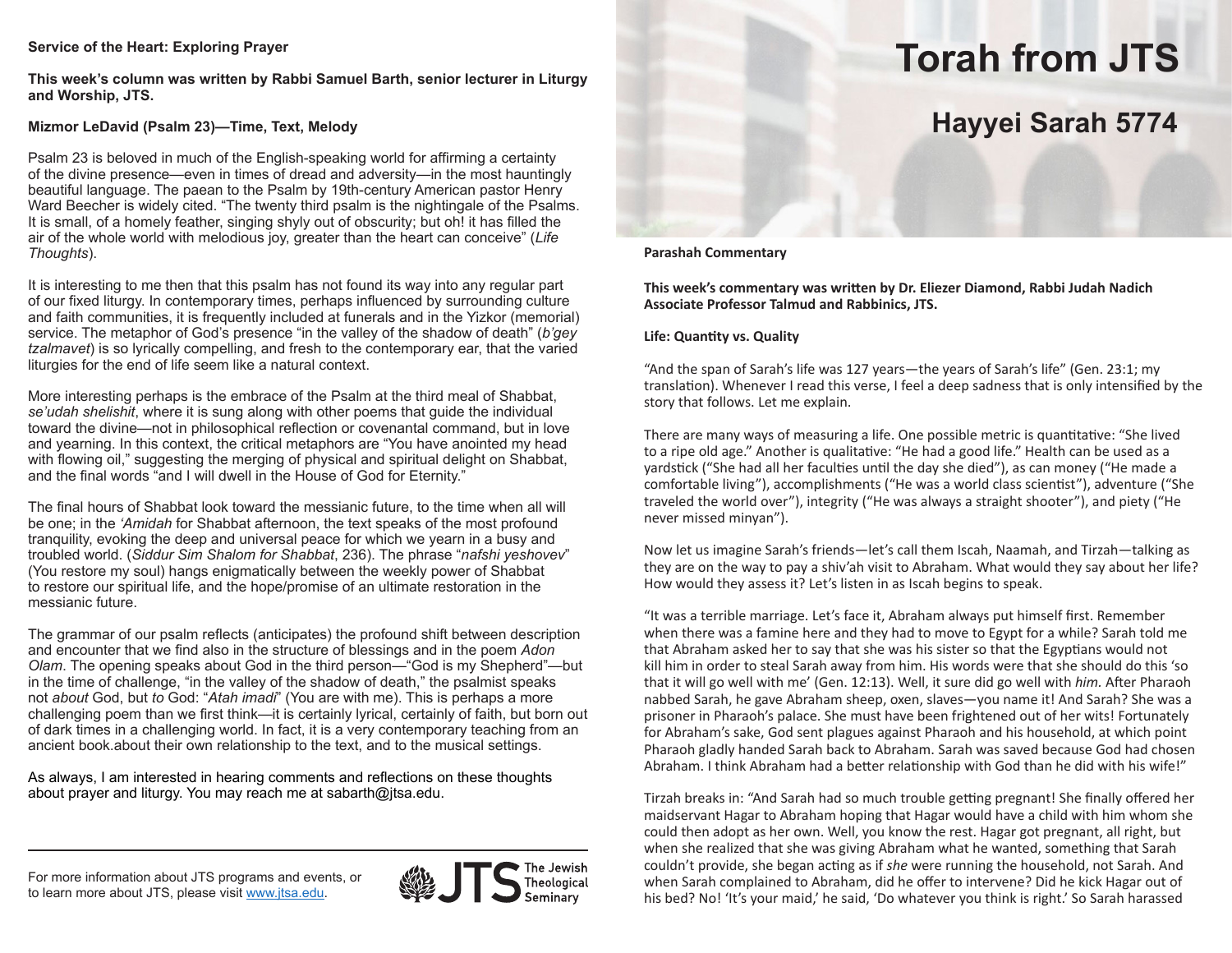# Torah from JTS

## Hayyei Sarah 5774

**Parashah Commentary**

**This week's commentary was written by Dr. Eliezer Diamond, Rabbi Judah Nadich Associate Professor Talmud and Rabbinics, JTS.**

**Life: Quantity vs. Quality**

"And the span of Sarah's life was 127 years—the years of Sarah's life" (Gen. 23:1; my translation). Whenever I read this verse, I feel a deep sadness that is only intensified by the story that follows. Let me explain.

There are many ways of measuring a life. One possible metric is quantitative: "She lived to a ripe old age." Another is qualitative: "He had a good life." Health can be used as a yardstick ("She had all her faculties until the day she died"), as can money ("He made a comfortable living"), accomplishments ("He was a world class scientist"), adventure ("She traveled the world over"), integrity ("He was always a straight shooter"), and piety ("He never missed minyan").

Now let us imagine Sarah's friends—let's call them Iscah, Naamah, and Tirzah—talking as they are on the way to pay a shiv'ah visit to Abraham. What would they say about her life? How would they assess it? Let's listen in as Iscah begins to speak.

"It was a terrible marriage. Let's face it, Abraham always put himself first. Remember when there was a famine here and they had to move to Egypt for a while? Sarah told me that Abraham asked her to say that she was his sister so that the Egyptians would not kill him in order to steal Sarah away from him. His words were that she should do this 'so that it will go well with me' (Gen. 12:13). Well, it sure did go well with *him.* After Pharaoh nabbed Sarah, he gave Abraham sheep, oxen, slaves—you name it! And Sarah? She was a prisoner in Pharaoh's palace. She must have been frightened out of her wits! Fortunately for Abraham's sake, God sent plagues against Pharaoh and his household, at which point Pharaoh gladly handed Sarah back to Abraham. Sarah was saved because God had chosen Abraham. I think Abraham had a better relationship with God than he did with his wife!"

Tirzah breaks in: "And Sarah had so much trouble getting pregnant! She finally offered her maidservant Hagar to Abraham hoping that Hagar would have a child with him whom she could then adopt as her own. Well, you know the rest. Hagar got pregnant, all right, but when she realized that she was giving Abraham what he wanted, something that Sarah couldn't provide, she began acting as if *she* were running the household, not Sarah. And when Sarah complained to Abraham, did he offer to intervene? Did he kick Hagar out of his bed? No! 'It's your maid,' he said, 'Do whatever you think is right.' So Sarah harassed

**Service of the Heart: Exploring Prayer**

**This week's column was written by Rabbi Samuel Barth, senior lecturer in Liturgy and Worship, JTS.**

**Mizmor LeDavid (Psalm 23)—Time, Text, Melody**

Psalm 23 is beloved in much of the English-speaking world for affirming a certainty of the divine presence—even in times of dread and adversity—in the most hauntingly beautiful language. The paean to the Psalm by 19th-century American pastor Henry Ward Beecher is widely cited. "The twenty third psalm is the nightingale of the Psalms. It is small, of a homely feather, singing shyly out of obscurity; but oh! it has filled the air of the whole world with melodious joy, greater than the heart can conceive" (*Life Thoughts*).

It is interesting to me then that this psalm has not found its way into any regular part of our fixed liturgy. In contemporary times, perhaps influenced by surrounding culture and faith communities, it is frequently included at funerals and in the Yizkor (memorial) service. The metaphor of God's presence "in the valley of the shadow of death" (*b'gey tzalmavet*) is so lyrically compelling, and fresh to the contemporary ear, that the varied liturgies for the end of life seem like a natural context.

More interesting perhaps is the embrace of the Psalm at the third meal of Shabbat, *se'udah shelishit*, where it is sung along with other poems that guide the individual toward the divine—not in philosophical reflection or covenantal command, but in love and yearning. In this context, the critical metaphors are "You have anointed my head with flowing oil," suggesting the merging of physical and spiritual delight on Shabbat, and the final words "and I will dwell in the House of God for Eternity."

The final hours of Shabbat look toward the messianic future, to the time when all will be one; in the *'Amidah* for Shabbat afternoon, the text speaks of the most profound tranquility, evoking the deep and universal peace for which we yearn in a busy and troubled world. (*Siddur Sim Shalom for Shabbat*, 236). The phrase "*nafshi yeshovev*" (You restore my soul) hangs enigmatically between the weekly power of Shabbat to restore our spiritual life, and the hope/promise of an ultimate restoration in the messianic future.

The grammar of our psalm reflects (anticipates) the profound shift between description and encounter that we find also in the structure of blessings and in the poem *Adon Olam*. The opening speaks about God in the third person—"God is my Shepherd"—but in the time of challenge, "in the valley of the shadow of death," the psalmist speaks not *about* God, but *to* God: "*Atah imadi*" (You are with me). This is perhaps a more challenging poem than we first think—it is certainly lyrical, certainly of faith, but born out of dark times in a challenging world. In fact, it is a very contemporary teaching from an ancient book.about their own relationship to the text, and to the musical settings.

As always, I am interested in hearing comments and reflections on these thoughts about prayer and liturgy. You may reach me at sabarth@jtsa.edu.

For more information about JTS programs and events, or to learn more about JTS, please visit www.jtsa.edu.

JTS The Jewish Theological Seminary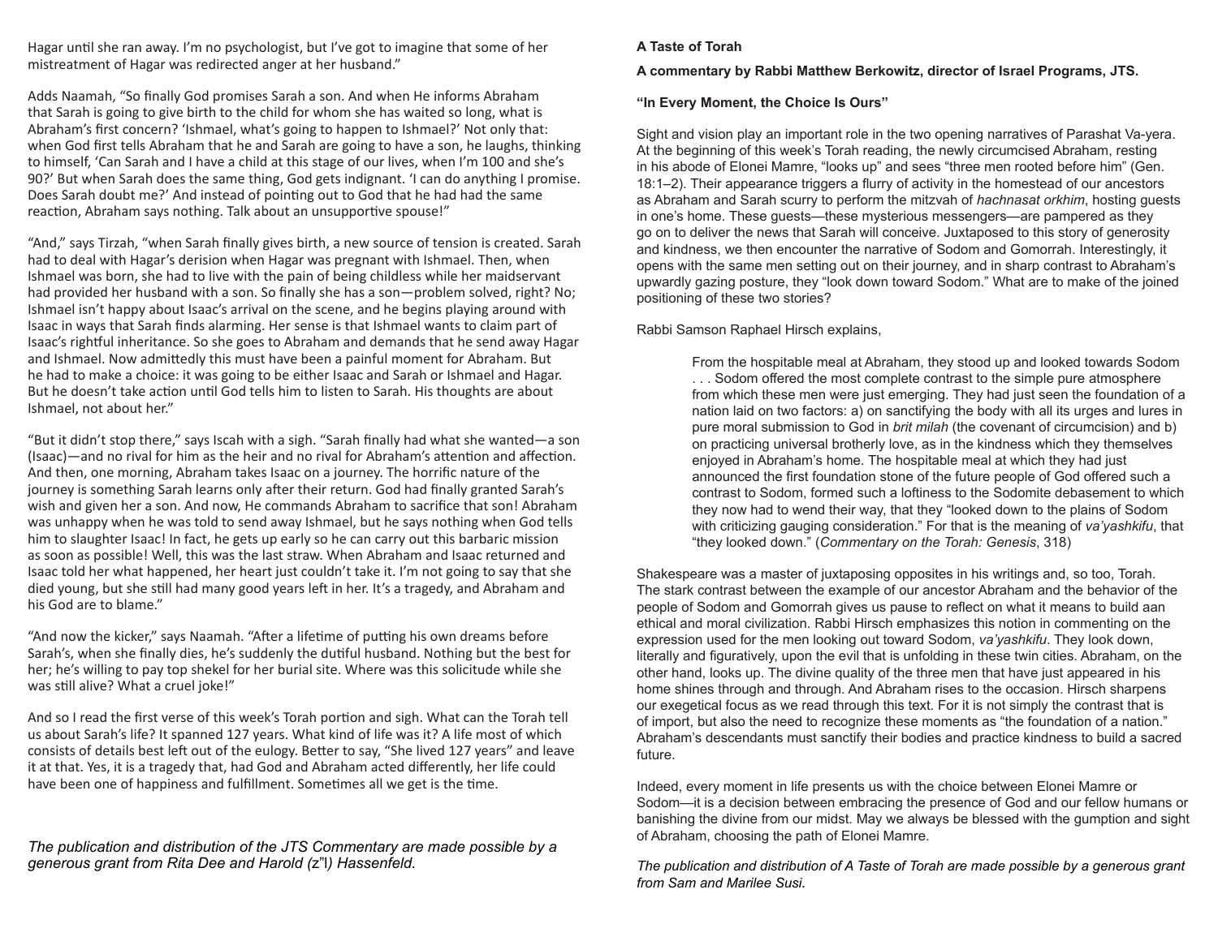Hagar until she ran away. I'm no psychologist, but I've got to imagine that some of her mistreatment of Hagar was redirected anger at her husband."

Adds Naamah, "So finally God promises Sarah a son. And when He informs Abraham that Sarah is going to give birth to the child for whom she has waited so long, what is Abraham's first concern? 'Ishmael, what's going to happen to Ishmael?' Not only that: when God first tells Abraham that he and Sarah are going to have a son, he laughs, thinking to himself, 'Can Sarah and I have a child at this stage of our lives, when I'm 100 and she's 90?' But when Sarah does the same thing, God gets indignant. 'I can do anything I promise. Does Sarah doubt me?' And instead of pointing out to God that he had had the same reaction, Abraham says nothing. Talk about an unsupportive spouse!"

"And," says Tirzah, "when Sarah finally gives birth, a new source of tension is created. Sarah had to deal with Hagar's derision when Hagar was pregnant with Ishmael. Then, when Ishmael was born, she had to live with the pain of being childless while her maidservant had provided her husband with a son. So finally she has a son—problem solved, right? No; Ishmael isn't happy about Isaac's arrival on the scene, and he begins playing around with Isaac in ways that Sarah finds alarming. Her sense is that Ishmael wants to claim part of Isaac's rightful inheritance. So she goes to Abraham and demands that he send away Hagar and Ishmael. Now admittedly this must have been a painful moment for Abraham. But he had to make a choice: it was going to be either Isaac and Sarah or Ishmael and Hagar. But he doesn't take action until God tells him to listen to Sarah. His thoughts are about Ishmael, not about her."

"But it didn't stop there," says Iscah with a sigh. "Sarah finally had what she wanted—a son (Isaac)—and no rival for him as the heir and no rival for Abraham's attention and affection. And then, one morning, Abraham takes Isaac on a journey. The horrific nature of the journey is something Sarah learns only after their return. God had finally granted Sarah's wish and given her a son. And now, He commands Abraham to sacrifice that son! Abraham was unhappy when he was told to send away Ishmael, but he says nothing when God tells him to slaughter Isaac! In fact, he gets up early so he can carry out this barbaric mission as soon as possible! Well, this was the last straw. When Abraham and Isaac returned and Isaac told her what happened, her heart just couldn't take it. I'm not going to say that she died young, but she still had many good years left in her. It's a tragedy, and Abraham and his God are to blame."

"And now the kicker," says Naamah. "After a lifetime of putting his own dreams before Sarah's, when she finally dies, he's suddenly the dutiful husband. Nothing but the best for her; he's willing to pay top shekel for her burial site. Where was this solicitude while she was still alive? What a cruel joke!"

And so I read the first verse of this week's Torah portion and sigh. What can the Torah tell us about Sarah's life? It spanned 127 years. What kind of life was it? A life most of which consists of details best left out of the eulogy. Better to say, "She lived 127 years" and leave it at that. Yes, it is a tragedy that, had God and Abraham acted differently, her life could have been one of happiness and fulfillment. Sometimes all we get is the time.

*The publication and distribution of the JTS Commentary are made possible by a generous grant from Rita Dee and Harold (z"l) Hassenfeld.*

**A Taste of Torah**

**A commentary by Rabbi Matthew Berkowitz, director of Israel Programs, JTS.**

**"In Every Moment, the Choice Is Ours"**

Sight and vision play an important role in the two opening narratives of Parashat Va-yera. At the beginning of this week's Torah reading, the newly circumcised Abraham, resting in his abode of Elonei Mamre, "looks up" and sees "three men rooted before him" (Gen. 18:1–2). Their appearance triggers a flurry of activity in the homestead of our ancestors as Abraham and Sarah scurry to perform the mitzvah of *hachnasat orkhim*, hosting guests in one's home. These guests—these mysterious messengers—are pampered as they go on to deliver the news that Sarah will conceive. Juxtaposed to this story of generosity and kindness, we then encounter the narrative of Sodom and Gomorrah. Interestingly, it opens with the same men setting out on their journey, and in sharp contrast to Abraham's upwardly gazing posture, they "look down toward Sodom." What are to make of the joined positioning of these two stories?

Rabbi Samson Raphael Hirsch explains,

> From the hospitable meal at Abraham, they stood up and looked towards Sodom . . . Sodom offered the most complete contrast to the simple pure atmosphere from which these men were just emerging. They had just seen the foundation of a nation laid on two factors: a) on sanctifying the body with all its urges and lures in pure moral submission to God in *brit milah* (the covenant of circumcision) and b) on practicing universal brotherly love, as in the kindness which they themselves enjoyed in Abraham's home. The hospitable meal at which they had just announced the first foundation stone of the future people of God offered such a contrast to Sodom, formed such a loftiness to the Sodomite debasement to which they now had to wend their way, that they "looked down to the plains of Sodom with criticizing gauging consideration." For that is the meaning of *va'yashkifu*, that "they looked down." (*Commentary on the Torah: Genesis*, 318)

Shakespeare was a master of juxtaposing opposites in his writings and, so, too, Torah. The stark contrast between the example of our ancestor Abraham and the behavior of the people of Sodom and Gomorrah gives us pause to reflect on what it means to build aan ethical and moral civilization. Rabbi Hirsch emphasizes this notion in commenting on the expression used for the men looking out toward Sodom, *va'yashkifu*. They look down, literally and figuratively, upon the evil that is unfolding in these twin cities. Abraham, on the other hand, looks up. The divine quality of the three men that have just appeared in his home shines through and through. And Abraham rises to the occasion. Hirsch sharpens our exegetical focus as we read through this text. For it is not simply the contrast that is of import, but also the need to recognize these moments as "the foundation of a nation." Abraham's descendants must sanctify their bodies and practice kindness to build a sacred future.

Indeed, every moment in life presents us with the choice between Elonei Mamre or Sodom—it is a decision between embracing the presence of God and our fellow humans or banishing the divine from our midst. May we always be blessed with the gumption and sight of Abraham, choosing the path of Elonei Mamre.

*The publication and distribution of A Taste of Torah are made possible by a generous grant from Sam and Marilee Susi.*